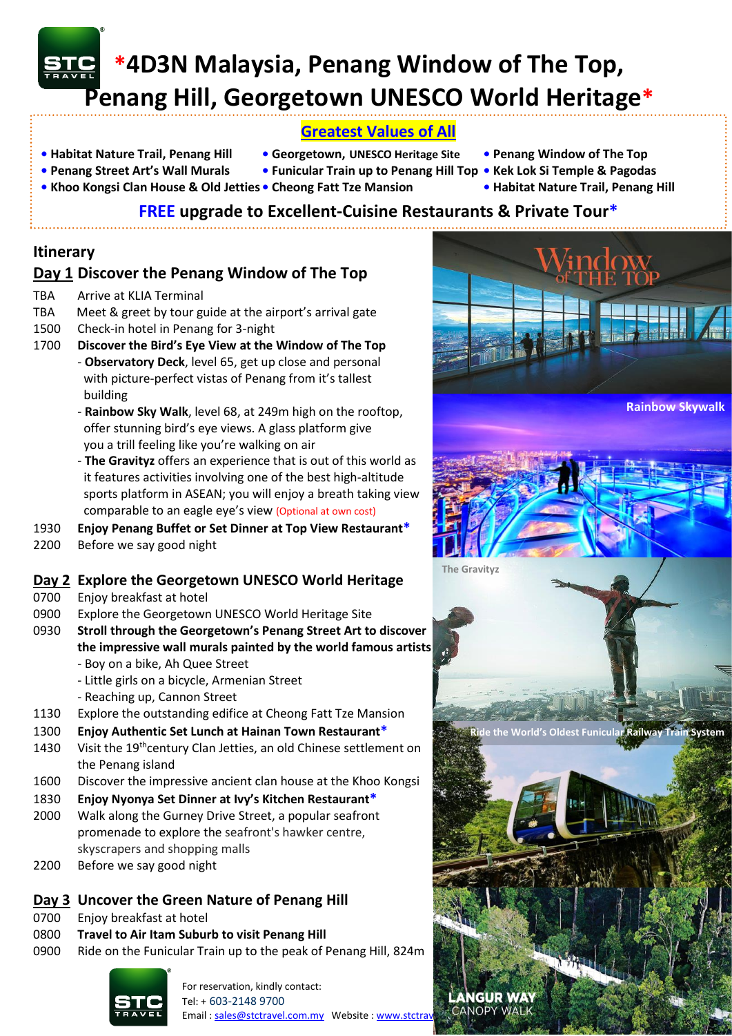# *4D3N Malaysia, Penang Window of The Top, Penang Hill, Georgetown UNESCO World Heritage*

## Greatest Values of All

- Habitat Nature Trail, Penang Hill
- Penang Street Art's Wall Murals
- Khoo Kongsi Clan House & Old Jetties
- Georgetown, UNESCO Heritage Site
- Funicular Train up to Penang Hill Top
- Cheong Fatt Tze Mansion
- Penang Window of The Top
- Kek Lok Si Temple & Pagodas
- Habitat Nature Trail, Penang Hill

**FREE upgrade to Excellent-Cuisine Restaurants & Private Tour***

## Itinerary

### Day 1 Discover the Penang Window of The Top

TBA Arrive at KLIA Terminal
TBA Meet & greet by tour guide at the airport's arrival gate
1500 Check-in hotel in Penang for 3-night
1700 **Discover the Bird's Eye View at the Window of The Top**
- **Observatory Deck**, level 65, get up close and personal with picture-perfect vistas of Penang from it's tallest building
- **Rainbow Sky Walk**, level 68, at 249m high on the rooftop, offer stunning bird's eye views. A glass platform give you a trill feeling like you're walking on air
- **The Gravityz** offers an experience that is out of this world as it features activities involving one of the best high-altitude sports platform in ASEAN; you will enjoy a breath taking view comparable to an eagle eye's view (Optional at own cost)

1930 **Enjoy Penang Buffet or Set Dinner at Top View Restaurant***
2200 Before we say good night

### Day 2 Explore the Georgetown UNESCO World Heritage

0700 Enjoy breakfast at hotel
0900 Explore the Georgetown UNESCO World Heritage Site
0930 **Stroll through the Georgetown's Penang Street Art to discover the impressive wall murals painted by the world famous artists**
- Boy on a bike, Ah Quee Street
- Little girls on a bicycle, Armenian Street
- Reaching up, Cannon Street

1130 Explore the outstanding edifice at Cheong Fatt Tze Mansion
1300 **Enjoy Authentic Set Lunch at Hainan Town Restaurant***
1430 Visit the 19th century Clan Jetties, an old Chinese settlement on the Penang island
1600 Discover the impressive ancient clan house at the Khoo Kongsi
1830 **Enjoy Nyonya Set Dinner at Ivy's Kitchen Restaurant***
2000 Walk along the Gurney Drive Street, a popular seafront promenade to explore the seafront's hawker centre, skyscrapers and shopping malls
2200 Before we say good night

### Day 3 Uncover the Green Nature of Penang Hill

0700 Enjoy breakfast at hotel
0800 **Travel to Air Itam Suburb to visit Penang Hill**
0900 Ride on the Funicular Train up to the peak of Penang Hill, 824m

Window of THE TOP

Rainbow Skywalk

The Gravityz

Ride the World's Oldest Funicular Railway Train System

LANGUR WAY CANOPY WALK

For reservation, kindly contact:
Tel: + 603-2148 9700
Email : sales@stctravel.com.my Website : www.stctrav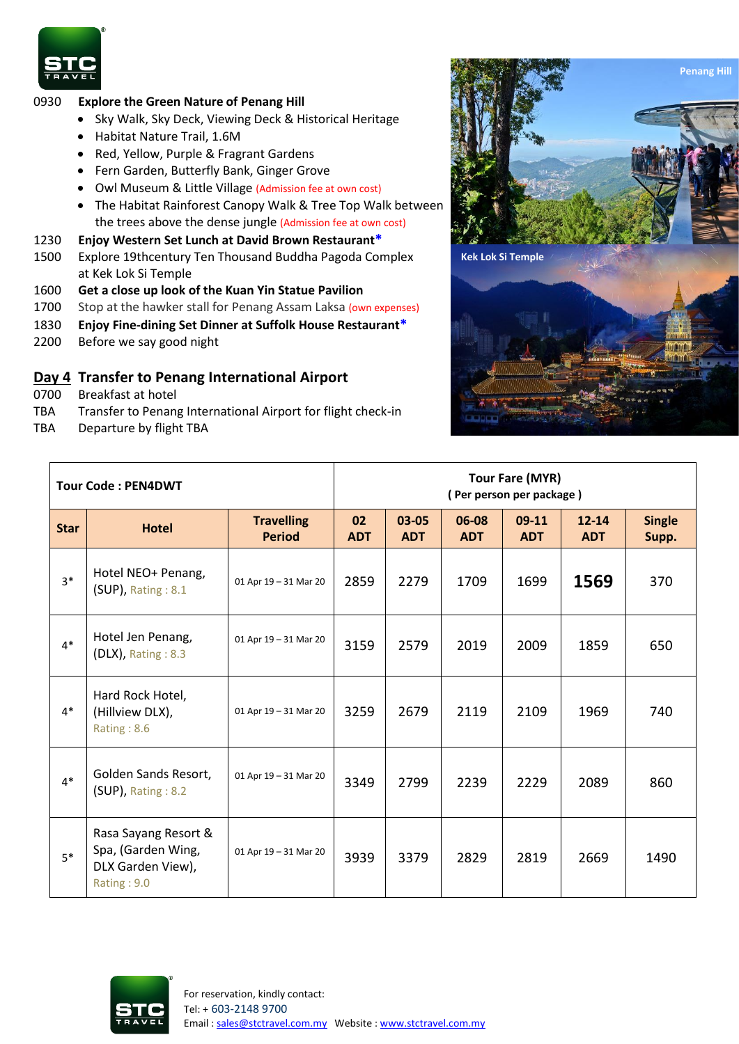0930 **Explore the Green Nature of Penang Hill**

- Sky Walk, Sky Deck, Viewing Deck & Historical Heritage
- Habitat Nature Trail, 1.6M
- Red, Yellow, Purple & Fragrant Gardens
- Fern Garden, Butterfly Bank, Ginger Grove
- Owl Museum & Little Village (Admission fee at own cost)
- The Habitat Rainforest Canopy Walk & Tree Top Walk between the trees above the dense jungle (Admission fee at own cost)

1230 **Enjoy Western Set Lunch at David Brown Restaurant***

1500 Explore 19thcentury Ten Thousand Buddha Pagoda Complex at Kek Lok Si Temple

1600 **Get a close up look of the Kuan Yin Statue Pavilion**

1700 Stop at the hawker stall for Penang Assam Laksa (own expenses)

1830 **Enjoy Fine-dining Set Dinner at Suffolk House Restaurant***

2200 Before we say good night

Penang Hill

Kek Lok Si Temple

## Day 4 Transfer to Penang International Airport

0700 Breakfast at hotel

TBA Transfer to Penang International Airport for flight check-in

TBA Departure by flight TBA

| Tour Code : PEN4DWT | | | Tour Fare (MYR) ( Per person per package ) | | | | | |
|---|---|---|---|---|---|---|---|---|
| **Star** | **Hotel** | **Travelling Period** | **02 ADT** | **03-05 ADT** | **06-08 ADT** | **09-11 ADT** | **12-14 ADT** | **Single Supp.** |
| 3* | Hotel NEO+ Penang, (SUP), Rating : 8.1 | 01 Apr 19 – 31 Mar 20 | 2859 | 2279 | 1709 | 1699 | **1569** | 370 |
| 4* | Hotel Jen Penang, (DLX), Rating : 8.3 | 01 Apr 19 – 31 Mar 20 | 3159 | 2579 | 2019 | 2009 | 1859 | 650 |
| 4* | Hard Rock Hotel, (Hillview DLX), Rating : 8.6 | 01 Apr 19 – 31 Mar 20 | 3259 | 2679 | 2119 | 2109 | 1969 | 740 |
| 4* | Golden Sands Resort, (SUP), Rating : 8.2 | 01 Apr 19 – 31 Mar 20 | 3349 | 2799 | 2239 | 2229 | 2089 | 860 |
| 5* | Rasa Sayang Resort & Spa, (Garden Wing, DLX Garden View), Rating : 9.0 | 01 Apr 19 – 31 Mar 20 | 3939 | 3379 | 2829 | 2819 | 2669 | 1490 |

For reservation, kindly contact:
Tel: + 603-2148 9700
Email : sales@stctravel.com.my Website : www.stctravel.com.my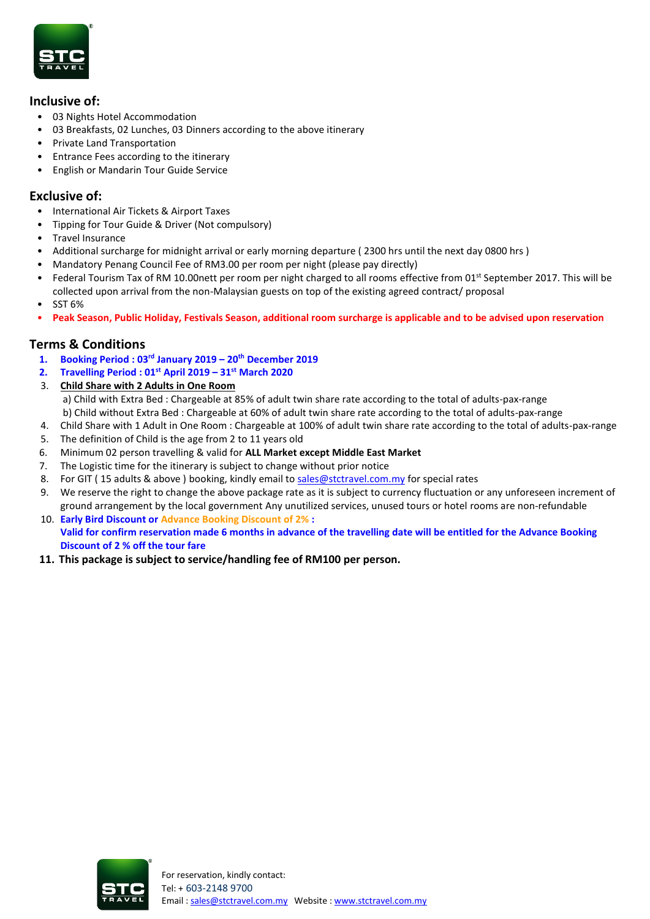## Inclusive of:

- 03 Nights Hotel Accommodation
- 03 Breakfasts, 02 Lunches, 03 Dinners according to the above itinerary
- Private Land Transportation
- Entrance Fees according to the itinerary
- English or Mandarin Tour Guide Service

## Exclusive of:

- International Air Tickets & Airport Taxes
- Tipping for Tour Guide & Driver (Not compulsory)
- Travel Insurance
- Additional surcharge for midnight arrival or early morning departure ( 2300 hrs until the next day 0800 hrs )
- Mandatory Penang Council Fee of RM3.00 per room per night (please pay directly)
- Federal Tourism Tax of RM 10.00nett per room per night charged to all rooms effective from 01st September 2017. This will be collected upon arrival from the non-Malaysian guests on top of the existing agreed contract/ proposal
- SST 6%
- **Peak Season, Public Holiday, Festivals Season, additional room surcharge is applicable and to be advised upon reservation**

## Terms & Conditions

1. **Booking Period : 03rd January 2019 – 20th December 2019**
2. **Travelling Period : 01st April 2019 – 31st March 2020**
3. Child Share with 2 Adults in One Room
   a) Child with Extra Bed : Chargeable at 85% of adult twin share rate according to the total of adults-pax-range
   b) Child without Extra Bed : Chargeable at 60% of adult twin share rate according to the total of adults-pax-range
4. Child Share with 1 Adult in One Room : Chargeable at 100% of adult twin share rate according to the total of adults-pax-range
5. The definition of Child is the age from 2 to 11 years old
6. Minimum 02 person travelling & valid for **ALL Market except Middle East Market**
7. The Logistic time for the itinerary is subject to change without prior notice
8. For GIT ( 15 adults & above ) booking, kindly email to sales@stctravel.com.my for special rates
9. We reserve the right to change the above package rate as it is subject to currency fluctuation or any unforeseen increment of ground arrangement by the local government Any unutilized services, unused tours or hotel rooms are non-refundable
10. **Early Bird Discount or Advance Booking Discount of 2% :**
    **Valid for confirm reservation made 6 months in advance of the travelling date will be entitled for the Advance Booking Discount of 2 % off the tour fare**
11. **This package is subject to service/handling fee of RM100 per person.**

For reservation, kindly contact:
Tel: + 603-2148 9700
Email : sales@stctravel.com.my Website : www.stctravel.com.my